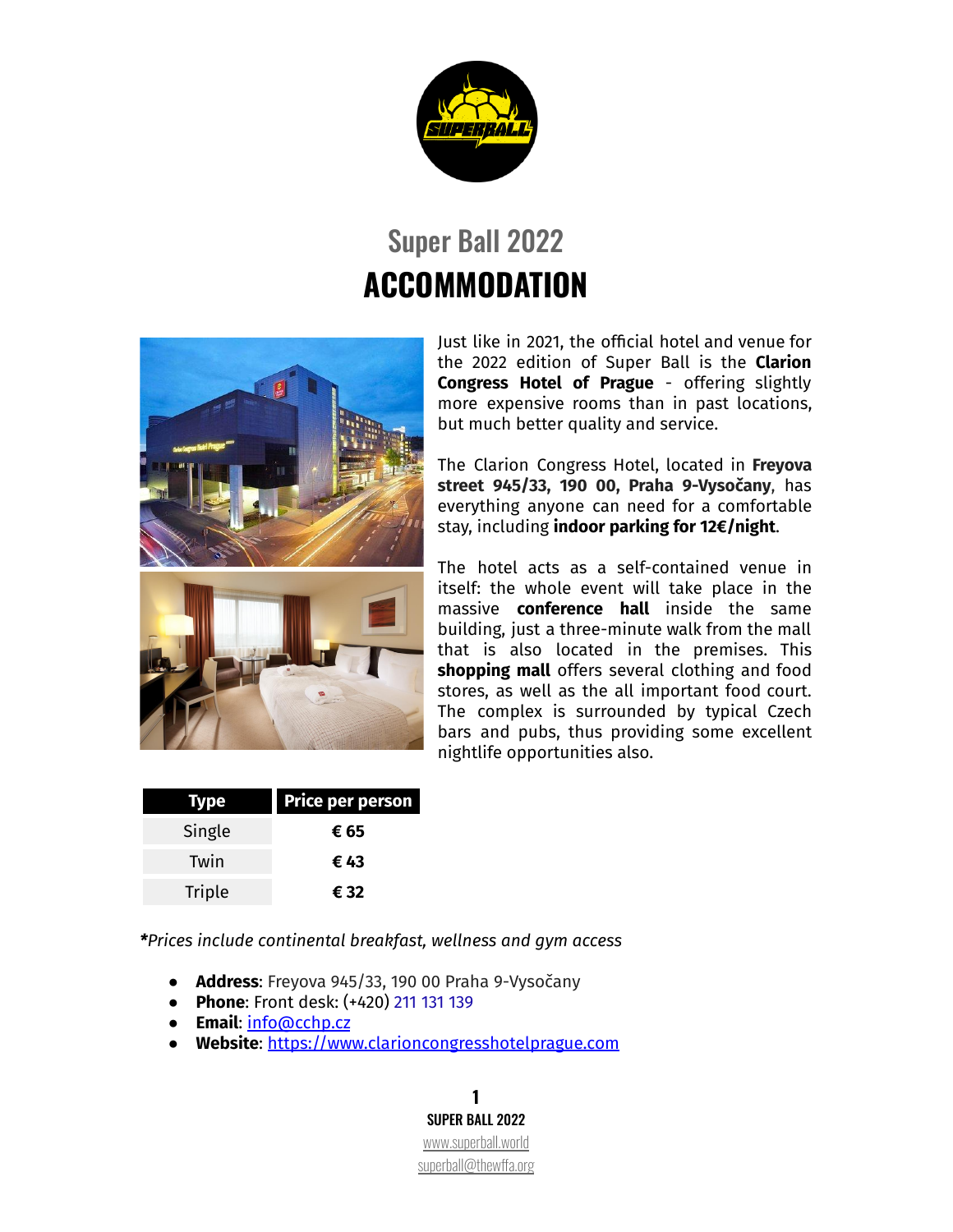# Super Ball 2022

# ACCOMMODATION

Just like in 2021, the official hotel and venue for the 2022 edition of Super Ball is the **Clarion Congress Hotel of Prague** - offering slightly more expensive rooms than in past locations, but much better quality and service.

The Clarion Congress Hotel, located in **Freyova street 945/33, 190 00, Praha 9-Vysočany**, has everything anyone can need for a comfortable stay, including **indoor parking for 12€/night**.

The hotel acts as a self-contained venue in itself: the whole event will take place in the massive **conference hall** inside the same building, just a three-minute walk from the mall that is also located in the premises. This **shopping mall** offers several clothing and food stores, as well as the all important food court. The complex is surrounded by typical Czech bars and pubs, thus providing some excellent nightlife opportunities also.

| Type | Price per person |
|---|---|
| Single | **€ 65** |
| Twin | **€ 43** |
| Triple | **€ 32** |

***Prices include continental breakfast, wellness and gym access***

- **Address**: Freyova 945/33, 190 00 Praha 9-Vysočany
- **Phone**: Front desk: (+420) 211 131 139
- **Email**: info@cchp.cz
- **Website**: https://www.clarioncongresshotelprague.com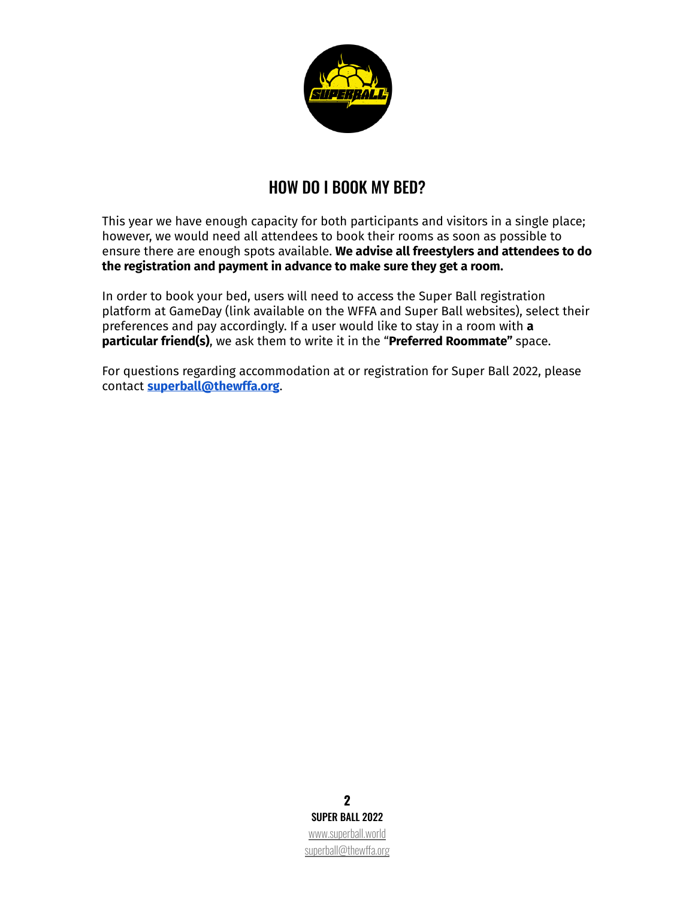## HOW DO I BOOK MY BED?

This year we have enough capacity for both participants and visitors in a single place; however, we would need all attendees to book their rooms as soon as possible to ensure there are enough spots available. **We advise all freestylers and attendees to do the registration and payment in advance to make sure they get a room.**

In order to book your bed, users will need to access the Super Ball registration platform at GameDay (link available on the WFFA and Super Ball websites), select their preferences and pay accordingly. If a user would like to stay in a room with **a particular friend(s)**, we ask them to write it in the "**Preferred Roommate"** space.

For questions regarding accommodation at or registration for Super Ball 2022, please contact **superball@thewffa.org**.